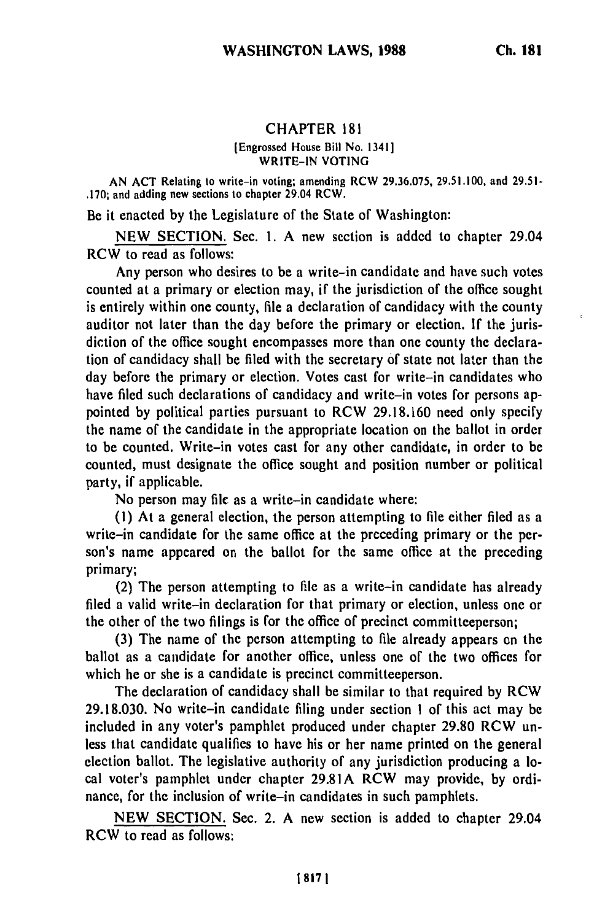# CHAPTER 181

[Engrossed House Bill No. 1341]

WRITE-IN VOTING

AN ACT Relating to write-in voting; amending RCW 29.36.075, 29.51.100, and 29.51-.170; and adding new sections to chapter 29.04 RCW.

Be it enacted by the Legislature of the State of Washington:

NEW SECTION. Sec. 1. A new section is added to chapter 29.04 RCW to read as follows:

Any person who desires to be a write-in candidate and have such votes counted at a primary or election may, if the jurisdiction of the office sought is entirely within one county, file a declaration of candidacy with the county auditor not later than the day before the primary or election. If the jurisdiction of the office sought encompasses more than one county the declaration of candidacy shall be filed with the secretary of state not later than the day before the primary or election. Votes cast for write-in candidates who have filed such declarations of candidacy and write-in votes for persons appointed by political parties pursuant to RCW 29.18.160 need only specify the name of the candidate in the appropriate location on the ballot in order to be counted. Write-in votes cast for any other candidate, in order to be counted, must designate the office sought and position number or political party, if applicable.

No person may file as a write-in candidate where:

(1) At a general election, the person attempting to file either filed as a write-in candidate for the same office at the preceding primary or the person's name appeared on the ballot for the same office at the preceding primary;

(2) The person attempting to file as a write-in candidate has already filed a valid write-in declaration for that primary or election, unless one or the other of the two filings is for the office of precinct committeeperson;

(3) The name of the person attempting to file already appears on the ballot as a candidate for another office, unless one of the two offices for which he or she is a candidate is precinct committeeperson.

The declaration of candidacy shall be similar to that required by RCW 29.18.030. No write-in candidate filing under section 1 of this act may be included in any voter's pamphlet produced under chapter 29.80 RCW unless that candidate qualifies to have his or her name printed on the general election ballot. The legislative authority of any jurisdiction producing a local voter's pamphlet under chapter 29.81A RCW may provide, by ordinance, for the inclusion of write-in candidates in such pamphlets.

NEW SECTION. Sec. 2. A new section is added to chapter 29.04 RCW to read as follows: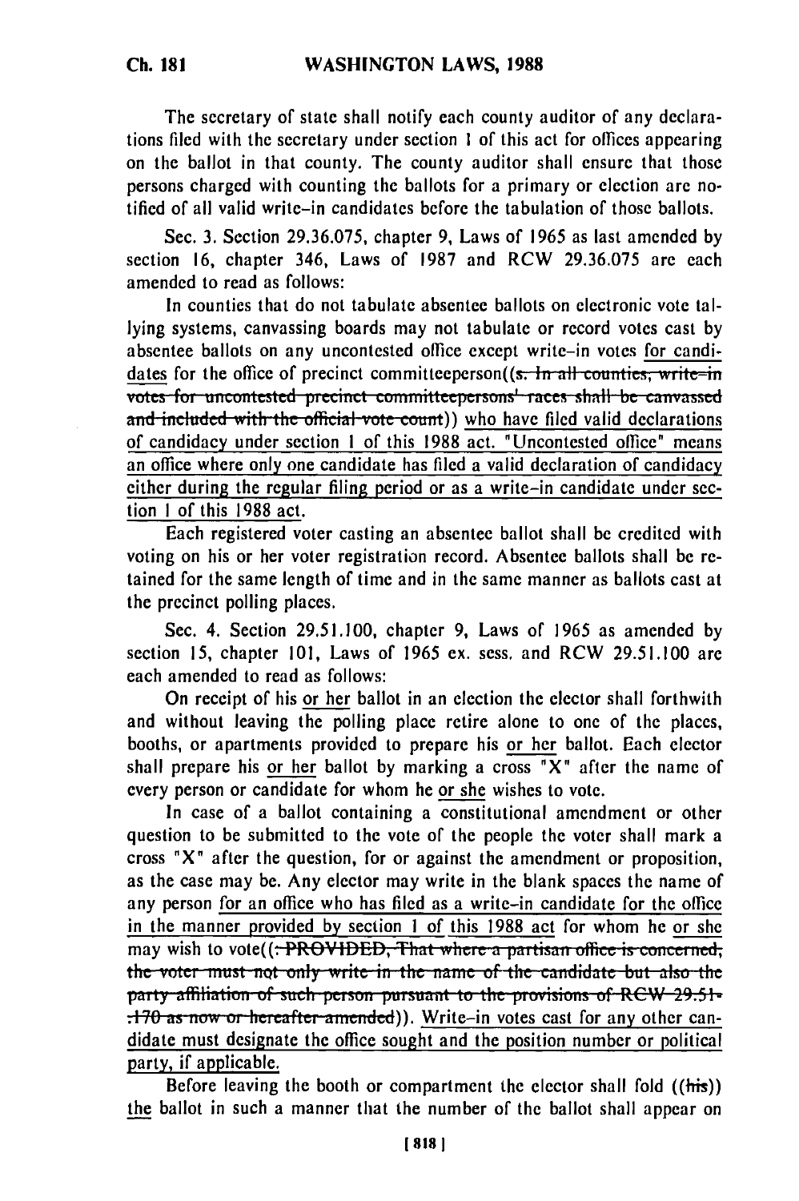The secretary of state shall notify each county auditor of any declarations filed with the secretary under section 1 of this act for offices appearing on the ballot in that county. The county auditor shall ensure that those persons charged with counting the ballots for a primary or election are notified of all valid write-in candidates before the tabulation of those ballots.

Sec. 3. Section 29.36.075, chapter 9, Laws of 1965 as last amended by section 16, chapter 346, Laws of 1987 and RCW 29.36.075 are each amended to read as follows:

In counties that do not tabulate absentee ballots on electronic vote tallying systems, canvassing boards may not tabulate or record votes cast by absentee ballots on any uncontested office except write-in votes for candidates for the office of precinct committeeperson((s. In all counties, write-in votes for uncontested precinct committeepersons' races shall be canvassed and included with the official vote count)) who have filed valid declarations of candidacy under section 1 of this 1988 act. "Uncontested office" means an office where only one candidate has filed a valid declaration of candidacy either during the regular filing period or as a write-in candidate under section 1 of this 1988 act.

Each registered voter casting an absentee ballot shall be credited with voting on his or her voter registration record. Absentee ballots shall be retained for the same length of time and in the same manner as ballots cast at the precinct polling places.

Sec. 4. Section 29.51.100, chapter 9, Laws of 1965 as amended by section 15, chapter 101, Laws of 1965 ex. sess. and RCW 29.51.100 are each amended to read as follows:

On receipt of his or her ballot in an election the elector shall forthwith and without leaving the polling place retire alone to one of the places, booths, or apartments provided to prepare his or her ballot. Each elector shall prepare his or her ballot by marking a cross "X" after the name of every person or candidate for whom he or she wishes to vote.

In case of a ballot containing a constitutional amendment or other question to be submitted to the vote of the people the voter shall mark a cross "X" after the question, for or against the amendment or proposition, as the case may be. Any elector may write in the blank spaces the name of any person for an office who has filed as a write-in candidate for the office in the manner provided by section 1 of this 1988 act for whom he or she may wish to vote((: PROVIDED, That where a partisan office is concerned, the voter must not only write in the name of the candidate but also the party affiliation of such person pursuant to the provisions of RCW 29.51-.170 as now or hereafter amended)). Write-in votes cast for any other candidate must designate the office sought and the position number or political party, if applicable.

Before leaving the booth or compartment the elector shall fold ((his)) the ballot in such a manner that the number of the ballot shall appear on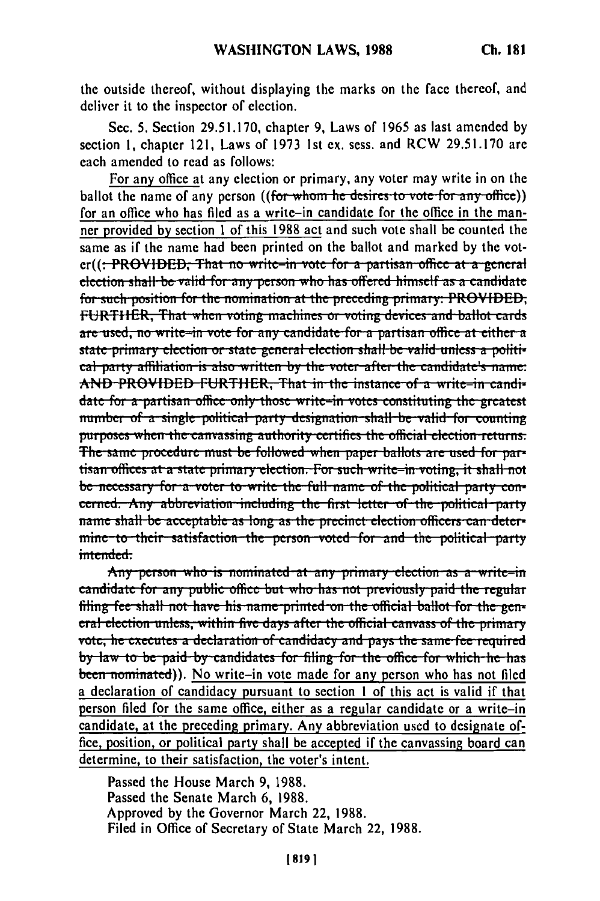the outside thereof, without displaying the marks on the face thereof, and deliver it to the inspector of election.

Sec. 5. Section 29.51.170, chapter 9, Laws of 1965 as last amended by section 1, chapter 121, Laws of 1973 1st ex. sess. and RCW 29.51.170 are each amended to read as follows:

For any office at any election or primary, any voter may write in on the ballot the name of any person ((~~for whom he desires to vote for any office~~)) for an office who has filed as a write-in candidate for the office in the manner provided by section 1 of this 1988 act and such vote shall be counted the same as if the name had been printed on the ballot and marked by the voter((~~: PROVIDED, That no write-in vote for a partisan office at a general election shall be valid for any person who has offered himself as a candidate for such position for the nomination at the preceding primary: PROVIDED, FURTHER, That when voting machines or voting devices and ballot cards are used, no write-in vote for any candidate for a partisan office at either a state primary election or state general election shall be valid unless a political party affiliation is also written by the voter after the candidate's name: AND PROVIDED FURTHER, That in the instance of a write-in candidate for a partisan office only those write-in votes constituting the greatest number of a single political party designation shall be valid for counting purposes when the canvassing authority certifies the official election returns. The same procedure must be followed when paper ballots are used for partisan offices at a state primary election. For such write-in voting, it shall not be necessary for a voter to write the full name of the political party concerned. Any abbreviation including the first letter of the political party name shall be acceptable as long as the precinct election officers can determine to their satisfaction the person voted for and the political party intended.~~

~~Any person who is nominated at any primary election as a write-in candidate for any public office but who has not previously paid the regular filing fee shall not have his name printed on the official ballot for the general election unless, within five days after the official canvass of the primary vote, he executes a declaration of candidacy and pays the same fee required by law to be paid by candidates for filing for the office for which he has been nominated~~)). No write-in vote made for any person who has not filed a declaration of candidacy pursuant to section 1 of this act is valid if that person filed for the same office, either as a regular candidate or a write-in candidate, at the preceding primary. Any abbreviation used to designate office, position, or political party shall be accepted if the canvassing board can determine, to their satisfaction, the voter's intent.

Passed the House March 9, 1988.
Passed the Senate March 6, 1988.
Approved by the Governor March 22, 1988.
Filed in Office of Secretary of State March 22, 1988.